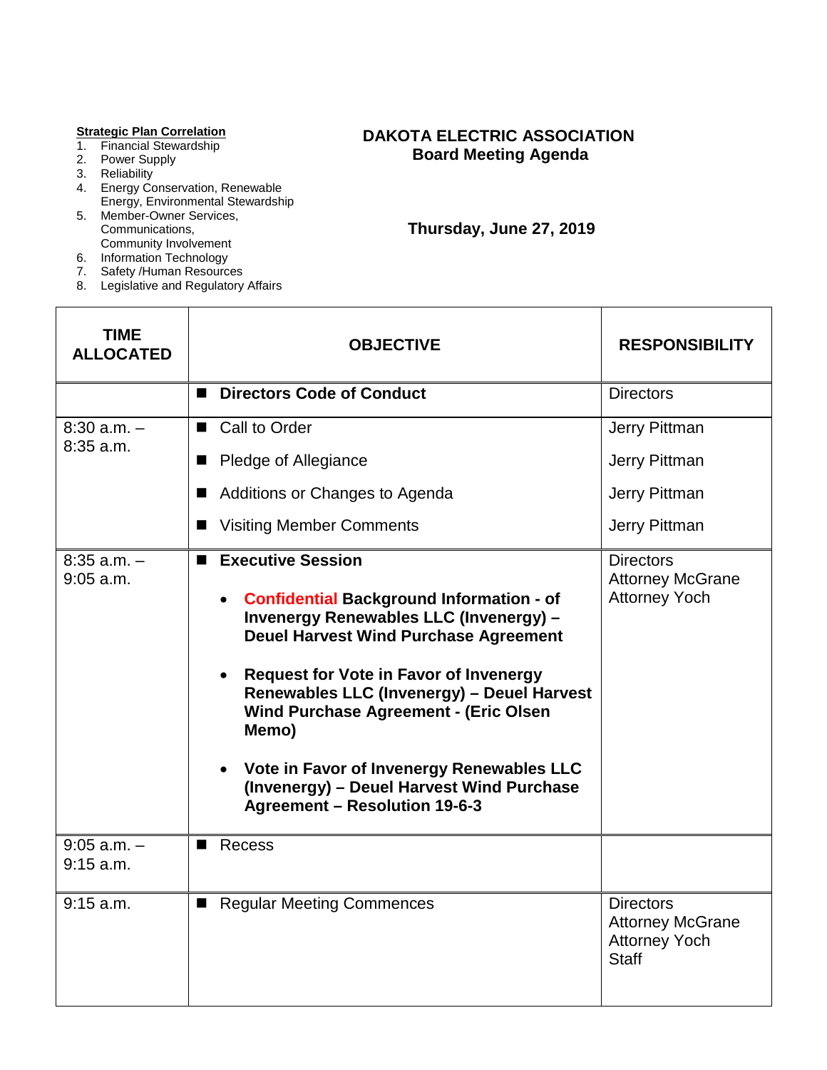**Strategic Plan Correlation**

1. Financial Stewardship
2. Power Supply
3. Reliability
4. Energy Conservation, Renewable Energy, Environmental Stewardship
5. Member-Owner Services, Communications, Community Involvement
6. Information Technology
7. Safety /Human Resources
8. Legislative and Regulatory Affairs

# DAKOTA ELECTRIC ASSOCIATION
## Board Meeting Agenda

### Thursday, June 27, 2019

| TIME ALLOCATED | OBJECTIVE | RESPONSIBILITY |
|---|---|---|
| | ■ **Directors Code of Conduct** | Directors |
| 8:30 a.m. – 8:35 a.m. | ■ Call to Order<br>■ Pledge of Allegiance<br>■ Additions or Changes to Agenda<br>■ Visiting Member Comments | Jerry Pittman<br>Jerry Pittman<br>Jerry Pittman<br>Jerry Pittman |
| 8:35 a.m. – 9:05 a.m. | ■ **Executive Session**<br>• **Confidential Background Information - of Invenergy Renewables LLC (Invenergy) – Deuel Harvest Wind Purchase Agreement**<br>• **Request for Vote in Favor of Invenergy Renewables LLC (Invenergy) – Deuel Harvest Wind Purchase Agreement - (Eric Olsen Memo)**<br>• **Vote in Favor of Invenergy Renewables LLC (Invenergy) – Deuel Harvest Wind Purchase Agreement – Resolution 19-6-3** | Directors<br>Attorney McGrane<br>Attorney Yoch |
| 9:05 a.m. – 9:15 a.m. | ■ Recess | |
| 9:15 a.m. | ■ Regular Meeting Commences | Directors<br>Attorney McGrane<br>Attorney Yoch<br>Staff |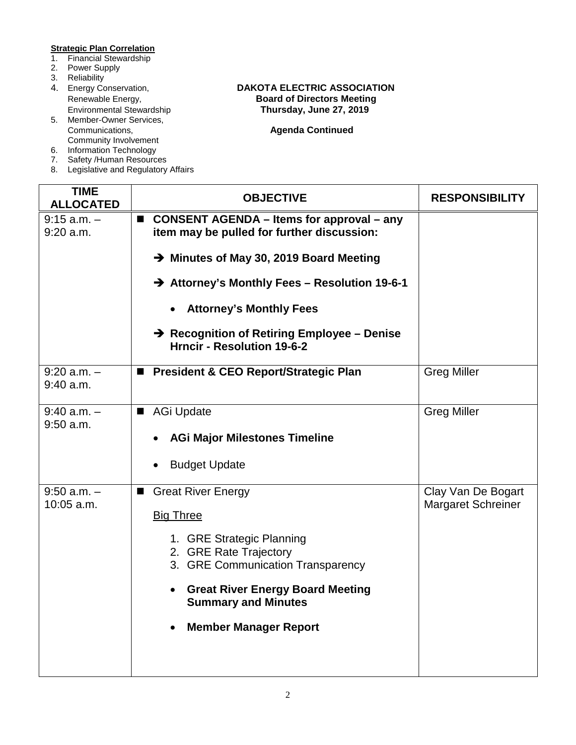**Strategic Plan Correlation**

1. Financial Stewardship
2. Power Supply
3. Reliability
4. Energy Conservation, Renewable Energy, Environmental Stewardship
5. Member-Owner Services, Communications, Community Involvement
6. Information Technology
7. Safety /Human Resources
8. Legislative and Regulatory Affairs

**DAKOTA ELECTRIC ASSOCIATION**
**Board of Directors Meeting**
**Thursday, June 27, 2019**

**Agenda Continued**

| TIME ALLOCATED | OBJECTIVE | RESPONSIBILITY |
| --- | --- | --- |
| 9:15 a.m. – 9:20 a.m. | ■ **CONSENT AGENDA – Items for approval – any item may be pulled for further discussion:**<br><br>➔ **Minutes of May 30, 2019 Board Meeting**<br><br>➔ **Attorney's Monthly Fees – Resolution 19-6-1**<br><br>• **Attorney's Monthly Fees**<br><br>➔ **Recognition of Retiring Employee – Denise Hrncir - Resolution 19-6-2** | |
| 9:20 a.m. – 9:40 a.m. | ■ **President & CEO Report/Strategic Plan** | Greg Miller |
| 9:40 a.m. – 9:50 a.m. | ■ AGi Update<br><br>• **AGi Major Milestones Timeline**<br><br>• Budget Update | Greg Miller |
| 9:50 a.m. – 10:05 a.m. | ■ Great River Energy<br><br><u>Big Three</u><br><br>1. GRE Strategic Planning<br>2. GRE Rate Trajectory<br>3. GRE Communication Transparency<br><br>• **Great River Energy Board Meeting Summary and Minutes**<br><br>• **Member Manager Report** | Clay Van De Bogart<br>Margaret Schreiner |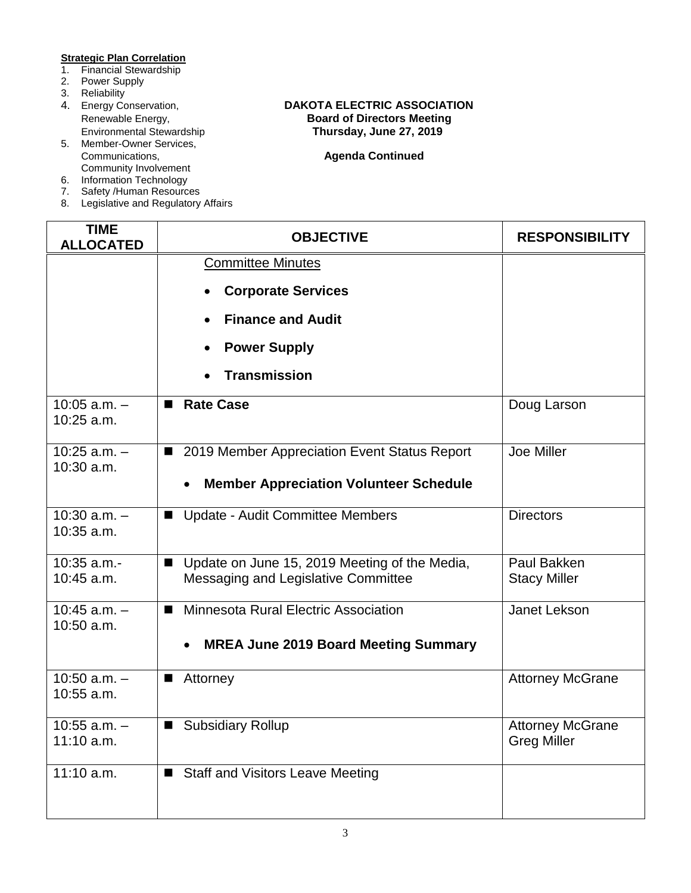**Strategic Plan Correlation**

1. Financial Stewardship
2. Power Supply
3. Reliability
4. Energy Conservation, Renewable Energy, Environmental Stewardship
5. Member-Owner Services, Communications, Community Involvement
6. Information Technology
7. Safety /Human Resources
8. Legislative and Regulatory Affairs

**DAKOTA ELECTRIC ASSOCIATION**
**Board of Directors Meeting**
**Thursday, June 27, 2019**

**Agenda Continued**

| TIME ALLOCATED | OBJECTIVE | RESPONSIBILITY |
|---|---|---|
| | Committee Minutes<br>• **Corporate Services**<br>• **Finance and Audit**<br>• **Power Supply**<br>• **Transmission** | |
| 10:05 a.m. – 10:25 a.m. | ■ **Rate Case** | Doug Larson |
| 10:25 a.m. – 10:30 a.m. | ■ 2019 Member Appreciation Event Status Report<br>• **Member Appreciation Volunteer Schedule** | Joe Miller |
| 10:30 a.m. – 10:35 a.m. | ■ Update - Audit Committee Members | Directors |
| 10:35 a.m.- 10:45 a.m. | ■ Update on June 15, 2019 Meeting of the Media, Messaging and Legislative Committee | Paul Bakken<br>Stacy Miller |
| 10:45 a.m. – 10:50 a.m. | ■ Minnesota Rural Electric Association<br>• **MREA June 2019 Board Meeting Summary** | Janet Lekson |
| 10:50 a.m. – 10:55 a.m. | ■ Attorney | Attorney McGrane |
| 10:55 a.m. – 11:10 a.m. | ■ Subsidiary Rollup | Attorney McGrane<br>Greg Miller |
| 11:10 a.m. | ■ Staff and Visitors Leave Meeting | |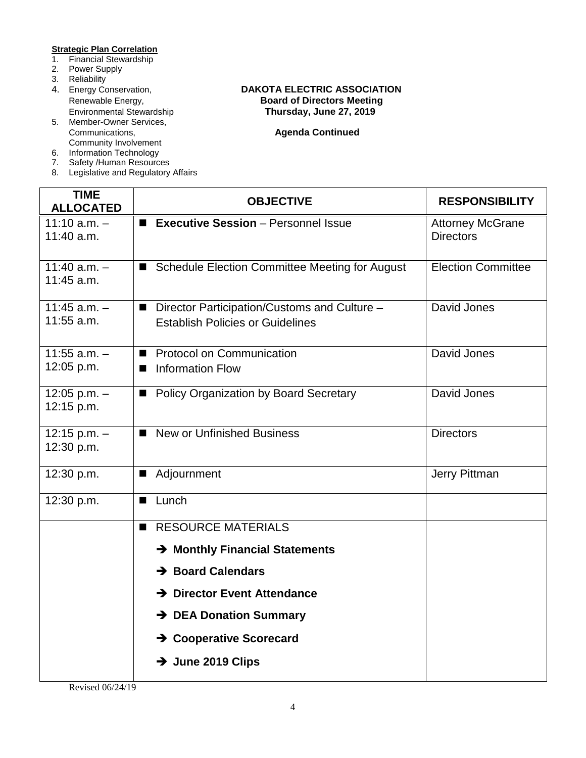**Strategic Plan Correlation**

1. Financial Stewardship
2. Power Supply
3. Reliability
4. Energy Conservation, Renewable Energy, Environmental Stewardship
5. Member-Owner Services, Communications, Community Involvement
6. Information Technology
7. Safety /Human Resources
8. Legislative and Regulatory Affairs

**DAKOTA ELECTRIC ASSOCIATION**
**Board of Directors Meeting**
**Thursday, June 27, 2019**

**Agenda Continued**

| TIME ALLOCATED | OBJECTIVE | RESPONSIBILITY |
|---|---|---|
| 11:10 a.m. – 11:40 a.m. | ■ **Executive Session** – Personnel Issue | Attorney McGrane Directors |
| 11:40 a.m. – 11:45 a.m. | ■ Schedule Election Committee Meeting for August | Election Committee |
| 11:45 a.m. – 11:55 a.m. | ■ Director Participation/Customs and Culture – Establish Policies or Guidelines | David Jones |
| 11:55 a.m. – 12:05 p.m. | ■ Protocol on Communication<br>■ Information Flow | David Jones |
| 12:05 p.m. – 12:15 p.m. | ■ Policy Organization by Board Secretary | David Jones |
| 12:15 p.m. – 12:30 p.m. | ■ New or Unfinished Business | Directors |
| 12:30 p.m. | ■ Adjournment | Jerry Pittman |
| 12:30 p.m. | ■ Lunch | |
| | ■ RESOURCE MATERIALS<br>➔ **Monthly Financial Statements**<br>➔ **Board Calendars**<br>➔ **Director Event Attendance**<br>➔ **DEA Donation Summary**<br>➔ **Cooperative Scorecard**<br>➔ **June 2019 Clips** | |

Revised 06/24/19